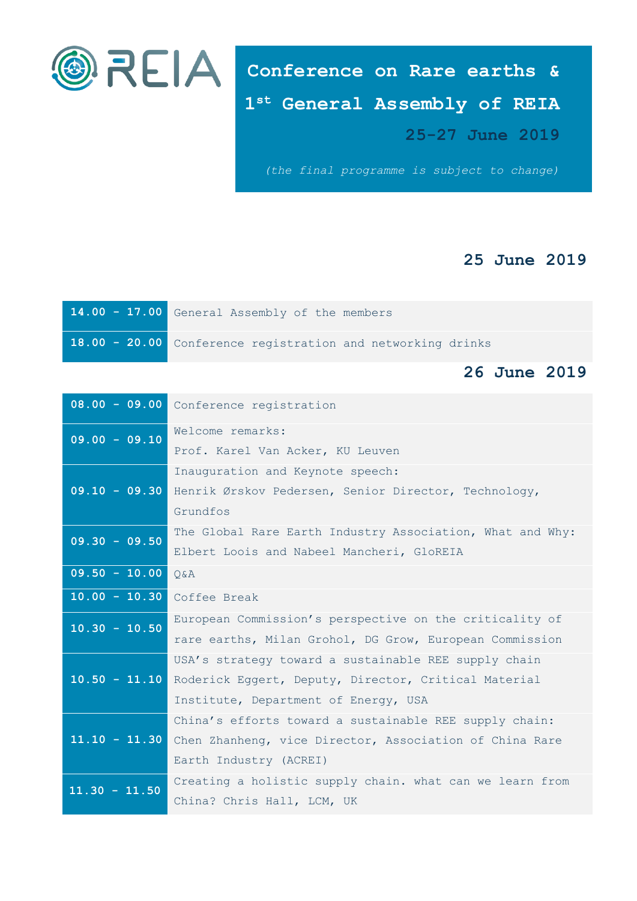REIA

# Conference on Rare earths & 1st General Assembly of REIA

## 25-27 June 2019

*(the final programme is subject to change)*

## 25 June 2019

| | |
|---|---|
| 14.00 - 17.00 | General Assembly of the members |
| 18.00 - 20.00 | Conference registration and networking drinks |

## 26 June 2019

| | |
|---|---|
| 08.00 - 09.00 | Conference registration |
| 09.00 - 09.10 | Welcome remarks: Prof. Karel Van Acker, KU Leuven |
| 09.10 - 09.30 | Inauguration and Keynote speech: Henrik Ørskov Pedersen, Senior Director, Technology, Grundfos |
| 09.30 - 09.50 | The Global Rare Earth Industry Association, What and Why: Elbert Loois and Nabeel Mancheri, GloREIA |
| 09.50 - 10.00 | Q&A |
| 10.00 - 10.30 | Coffee Break |
| 10.30 - 10.50 | European Commission's perspective on the criticality of rare earths, Milan Grohol, DG Grow, European Commission |
| 10.50 - 11.10 | USA's strategy toward a sustainable REE supply chain Roderick Eggert, Deputy, Director, Critical Material Institute, Department of Energy, USA |
| 11.10 - 11.30 | China's efforts toward a sustainable REE supply chain: Chen Zhanheng, vice Director, Association of China Rare Earth Industry (ACREI) |
| 11.30 - 11.50 | Creating a holistic supply chain. what can we learn from China? Chris Hall, LCM, UK |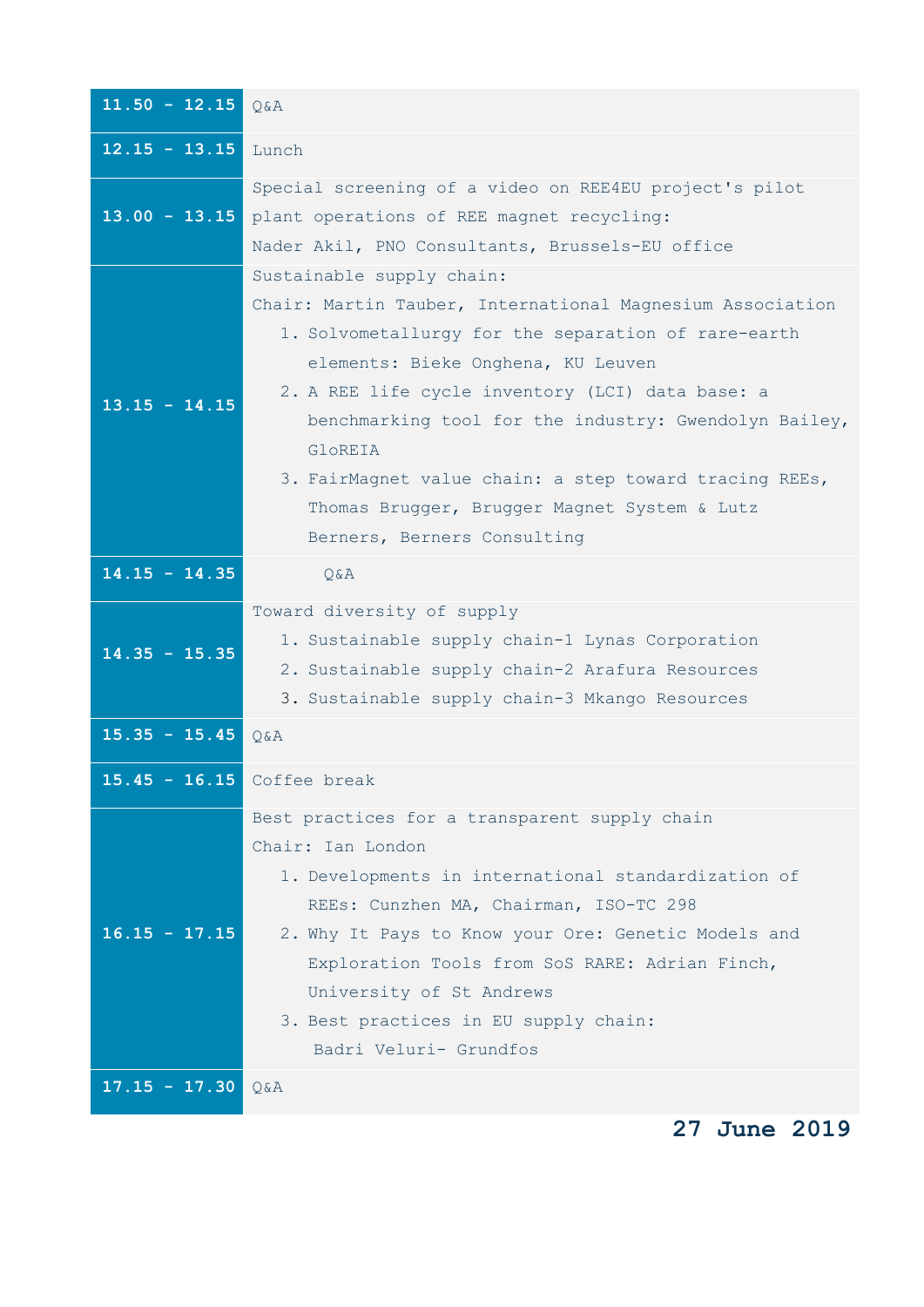| Time | Session |
|---|---|
| 11.50 - 12.15 | Q&A |
| 12.15 - 13.15 | Lunch |
| 13.00 - 13.15 | Special screening of a video on REE4EU project's pilot plant operations of REE magnet recycling:<br>Nader Akil, PNO Consultants, Brussels-EU office |
| 13.15 - 14.15 | Sustainable supply chain:<br>Chair: Martin Tauber, International Magnesium Association<br>1. Solvometallurgy for the separation of rare-earth elements: Bieke Onghena, KU Leuven<br>2. A REE life cycle inventory (LCI) data base: a benchmarking tool for the industry: Gwendolyn Bailey, GloREIA<br>3. FairMagnet value chain: a step toward tracing REEs, Thomas Brugger, Brugger Magnet System & Lutz Berners, Berners Consulting |
| 14.15 - 14.35 | Q&A |
| 14.35 - 15.35 | Toward diversity of supply<br>1. Sustainable supply chain-1 Lynas Corporation<br>2. Sustainable supply chain-2 Arafura Resources<br>3. Sustainable supply chain-3 Mkango Resources |
| 15.35 - 15.45 | Q&A |
| 15.45 - 16.15 | Coffee break |
| 16.15 - 17.15 | Best practices for a transparent supply chain<br>Chair: Ian London<br>1. Developments in international standardization of REEs: Cunzhen MA, Chairman, ISO-TC 298<br>2. Why It Pays to Know your Ore: Genetic Models and Exploration Tools from SoS RARE: Adrian Finch, University of St Andrews<br>3. Best practices in EU supply chain: Badri Veluri- Grundfos |
| 17.15 - 17.30 | Q&A |

**27 June 2019**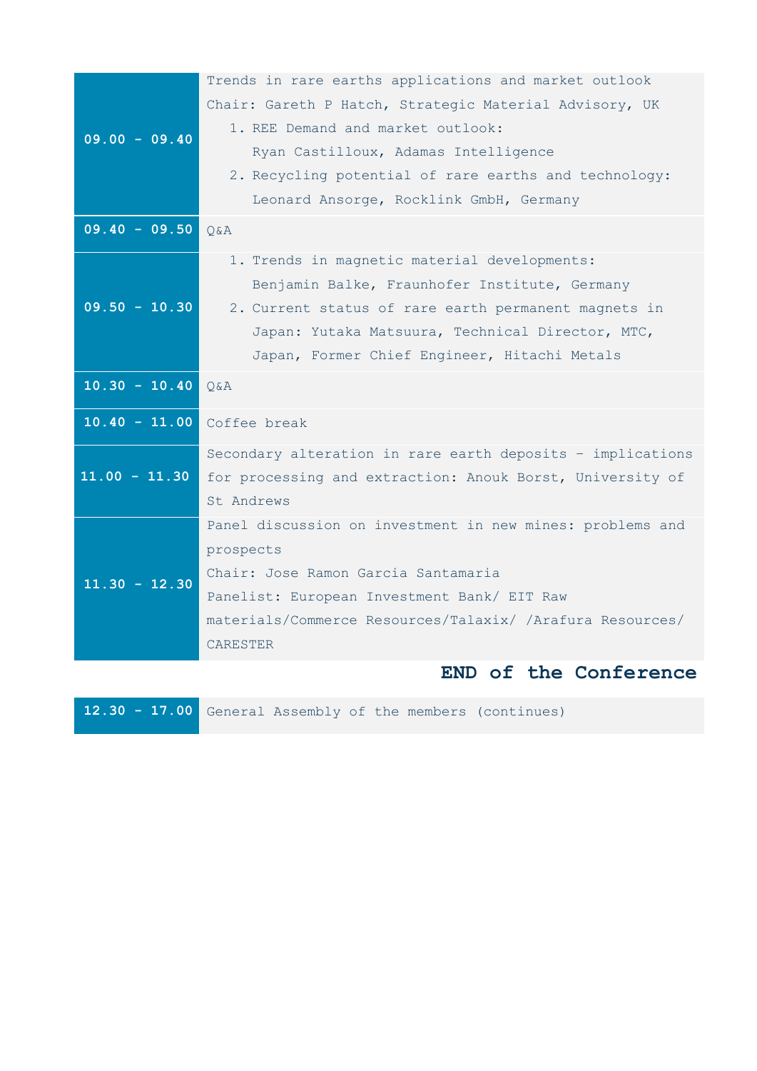| | |
|---|---|
| **09.00 - 09.40** | Trends in rare earths applications and market outlook<br>Chair: Gareth P Hatch, Strategic Material Advisory, UK<br>1. REE Demand and market outlook:<br>Ryan Castilloux, Adamas Intelligence<br>2. Recycling potential of rare earths and technology:<br>Leonard Ansorge, Rocklink GmbH, Germany |
| **09.40 - 09.50** | Q&A |
| **09.50 - 10.30** | 1. Trends in magnetic material developments:<br>Benjamin Balke, Fraunhofer Institute, Germany<br>2. Current status of rare earth permanent magnets in Japan: Yutaka Matsuura, Technical Director, MTC, Japan, Former Chief Engineer, Hitachi Metals |
| **10.30 - 10.40** | Q&A |
| **10.40 - 11.00** | Coffee break |
| **11.00 - 11.30** | Secondary alteration in rare earth deposits – implications for processing and extraction: Anouk Borst, University of St Andrews |
| **11.30 - 12.30** | Panel discussion on investment in new mines: problems and prospects<br>Chair: Jose Ramon Garcia Santamaria<br>Panelist: European Investment Bank/ EIT Raw materials/Commerce Resources/Talaxix/ /Arafura Resources/ CARESTER |

**END of the Conference**

| | |
|---|---|
| **12.30 - 17.00** | General Assembly of the members (continues) |